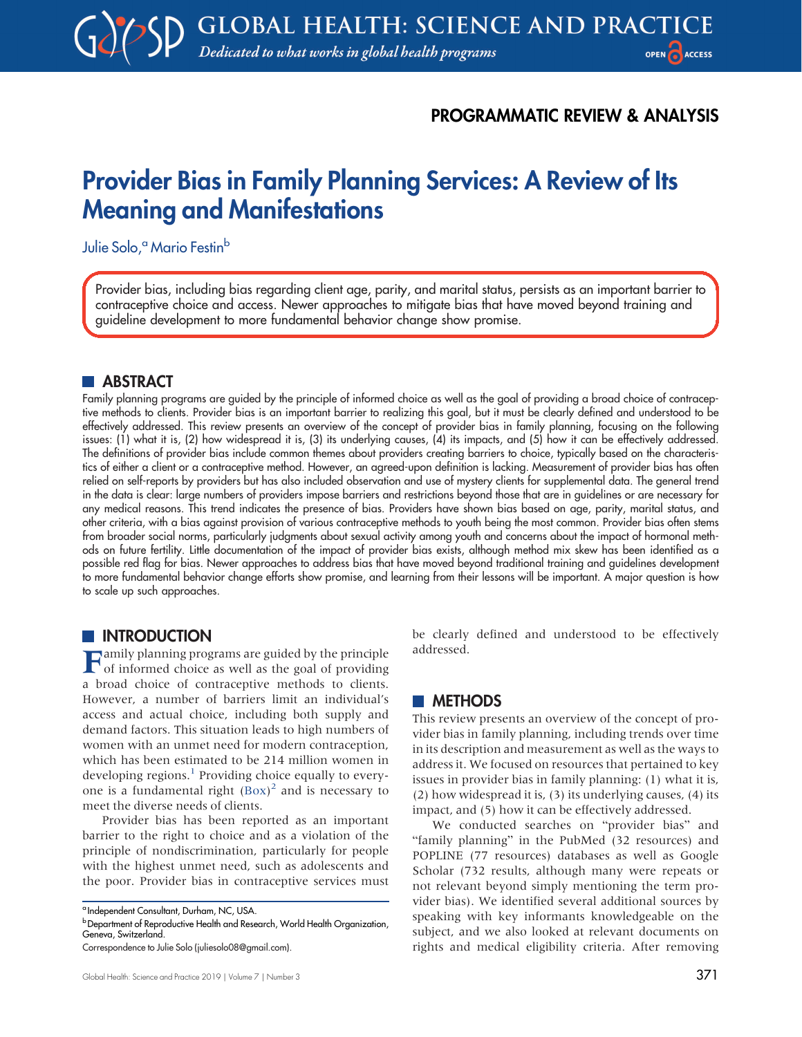PROGRAMMATIC REVIEW & ANALYSIS

# Provider Bias in Family Planning Services: A Review of Its Meaning and Manifestations

Julie Solo,[a] Mario Festin[b]

Provider bias, including bias regarding client age, parity, and marital status, persists as an important barrier to contraceptive choice and access. Newer approaches to mitigate bias that have moved beyond training and guideline development to more fundamental behavior change show promise.

## ABSTRACT

Family planning programs are guided by the principle of informed choice as well as the goal of providing a broad choice of contraceptive methods to clients. Provider bias is an important barrier to realizing this goal, but it must be clearly defined and understood to be effectively addressed. This review presents an overview of the concept of provider bias in family planning, focusing on the following issues: (1) what it is, (2) how widespread it is, (3) its underlying causes, (4) its impacts, and (5) how it can be effectively addressed. The definitions of provider bias include common themes about providers creating barriers to choice, typically based on the characteristics of either a client or a contraceptive method. However, an agreed-upon definition is lacking. Measurement of provider bias has often relied on self-reports by providers but has also included observation and use of mystery clients for supplemental data. The general trend in the data is clear: large numbers of providers impose barriers and restrictions beyond those that are in guidelines or are necessary for any medical reasons. This trend indicates the presence of bias. Providers have shown bias based on age, parity, marital status, and other criteria, with a bias against provision of various contraceptive methods to youth being the most common. Provider bias often stems from broader social norms, particularly judgments about sexual activity among youth and concerns about the impact of hormonal methods on future fertility. Little documentation of the impact of provider bias exists, although method mix skew has been identified as a possible red flag for bias. Newer approaches to address bias that have moved beyond traditional training and guidelines development to more fundamental behavior change efforts show promise, and learning from their lessons will be important. A major question is how to scale up such approaches.

## INTRODUCTION

Family planning programs are guided by the principle of informed choice as well as the goal of providing a broad choice of contraceptive methods to clients. However, a number of barriers limit an individual's access and actual choice, including both supply and demand factors. This situation leads to high numbers of women with an unmet need for modern contraception, which has been estimated to be 214 million women in developing regions.[1] Providing choice equally to everyone is a fundamental right (Box)[2] and is necessary to meet the diverse needs of clients.

Provider bias has been reported as an important barrier to the right to choice and as a violation of the principle of nondiscrimination, particularly for people with the highest unmet need, such as adolescents and the poor. Provider bias in contraceptive services must be clearly defined and understood to be effectively addressed.

## METHODS

This review presents an overview of the concept of provider bias in family planning, including trends over time in its description and measurement as well as the ways to address it. We focused on resources that pertained to key issues in provider bias in family planning: (1) what it is, (2) how widespread it is, (3) its underlying causes, (4) its impact, and (5) how it can be effectively addressed.

We conducted searches on "provider bias" and "family planning" in the PubMed (32 resources) and POPLINE (77 resources) databases as well as Google Scholar (732 results, although many were repeats or not relevant beyond simply mentioning the term provider bias). We identified several additional sources by speaking with key informants knowledgeable on the subject, and we also looked at relevant documents on rights and medical eligibility criteria. After removing

[a] Independent Consultant, Durham, NC, USA.

[b] Department of Reproductive Health and Research, World Health Organization, Geneva, Switzerland.

Correspondence to Julie Solo (juliesolo08@gmail.com).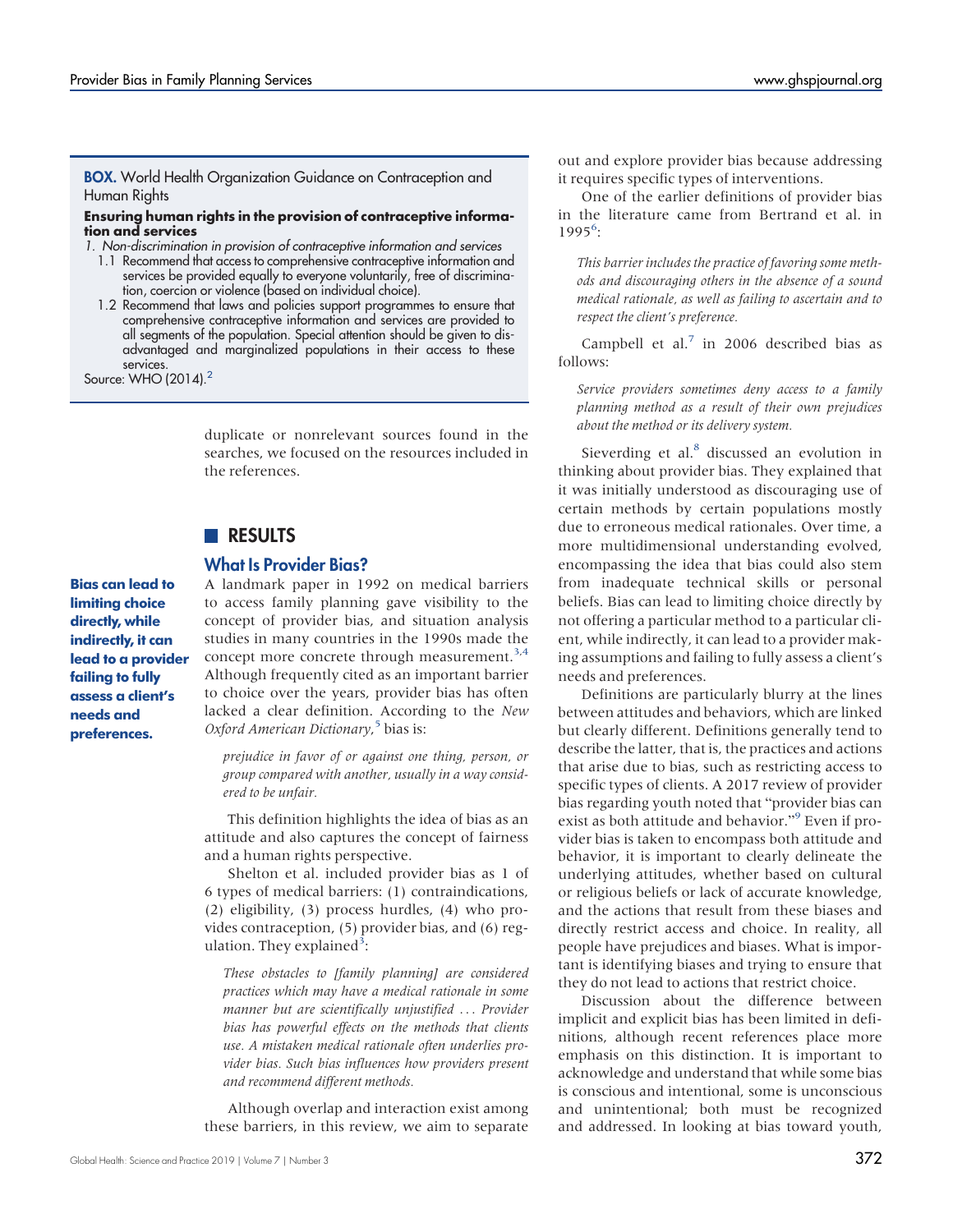**BOX.** World Health Organization Guidance on Contraception and Human Rights

**Ensuring human rights in the provision of contraceptive information and services**

1. *Non-discrimination in provision of contraceptive information and services*
   1.1 Recommend that access to comprehensive contraceptive information and services be provided equally to everyone voluntarily, free of discrimination, coercion or violence (based on individual choice).
   1.2 Recommend that laws and policies support programmes to ensure that comprehensive contraceptive information and services are provided to all segments of the population. Special attention should be given to disadvantaged and marginalized populations in their access to these services.

Source: WHO (2014).[2]

duplicate or nonrelevant sources found in the searches, we focused on the resources included in the references.

## RESULTS

### What Is Provider Bias?

**Bias can lead to limiting choice directly, while indirectly, it can lead to a provider failing to fully assess a client's needs and preferences.**

A landmark paper in 1992 on medical barriers to access family planning gave visibility to the concept of provider bias, and situation analysis studies in many countries in the 1990s made the concept more concrete through measurement.[3,4] Although frequently cited as an important barrier to choice over the years, provider bias has often lacked a clear definition. According to the *New Oxford American Dictionary*,[5] bias is:

> *prejudice in favor of or against one thing, person, or group compared with another, usually in a way considered to be unfair.*

This definition highlights the idea of bias as an attitude and also captures the concept of fairness and a human rights perspective.

Shelton et al. included provider bias as 1 of 6 types of medical barriers: (1) contraindications, (2) eligibility, (3) process hurdles, (4) who provides contraception, (5) provider bias, and (6) regulation. They explained[3]:

> *These obstacles to [family planning] are considered practices which may have a medical rationale in some manner but are scientifically unjustified . . . Provider bias has powerful effects on the methods that clients use. A mistaken medical rationale often underlies provider bias. Such bias influences how providers present and recommend different methods.*

Although overlap and interaction exist among these barriers, in this review, we aim to separate out and explore provider bias because addressing it requires specific types of interventions.

One of the earlier definitions of provider bias in the literature came from Bertrand et al. in 1995[6]:

> *This barrier includes the practice of favoring some methods and discouraging others in the absence of a sound medical rationale, as well as failing to ascertain and to respect the client's preference.*

Campbell et al.[7] in 2006 described bias as follows:

> *Service providers sometimes deny access to a family planning method as a result of their own prejudices about the method or its delivery system.*

Sieverding et al.[8] discussed an evolution in thinking about provider bias. They explained that it was initially understood as discouraging use of certain methods by certain populations mostly due to erroneous medical rationales. Over time, a more multidimensional understanding evolved, encompassing the idea that bias could also stem from inadequate technical skills or personal beliefs. Bias can lead to limiting choice directly by not offering a particular method to a particular client, while indirectly, it can lead to a provider making assumptions and failing to fully assess a client's needs and preferences.

Definitions are particularly blurry at the lines between attitudes and behaviors, which are linked but clearly different. Definitions generally tend to describe the latter, that is, the practices and actions that arise due to bias, such as restricting access to specific types of clients. A 2017 review of provider bias regarding youth noted that "provider bias can exist as both attitude and behavior."[9] Even if provider bias is taken to encompass both attitude and behavior, it is important to clearly delineate the underlying attitudes, whether based on cultural or religious beliefs or lack of accurate knowledge, and the actions that result from these biases and directly restrict access and choice. In reality, all people have prejudices and biases. What is important is identifying biases and trying to ensure that they do not lead to actions that restrict choice.

Discussion about the difference between implicit and explicit bias has been limited in definitions, although recent references place more emphasis on this distinction. It is important to acknowledge and understand that while some bias is conscious and intentional, some is unconscious and unintentional; both must be recognized and addressed. In looking at bias toward youth,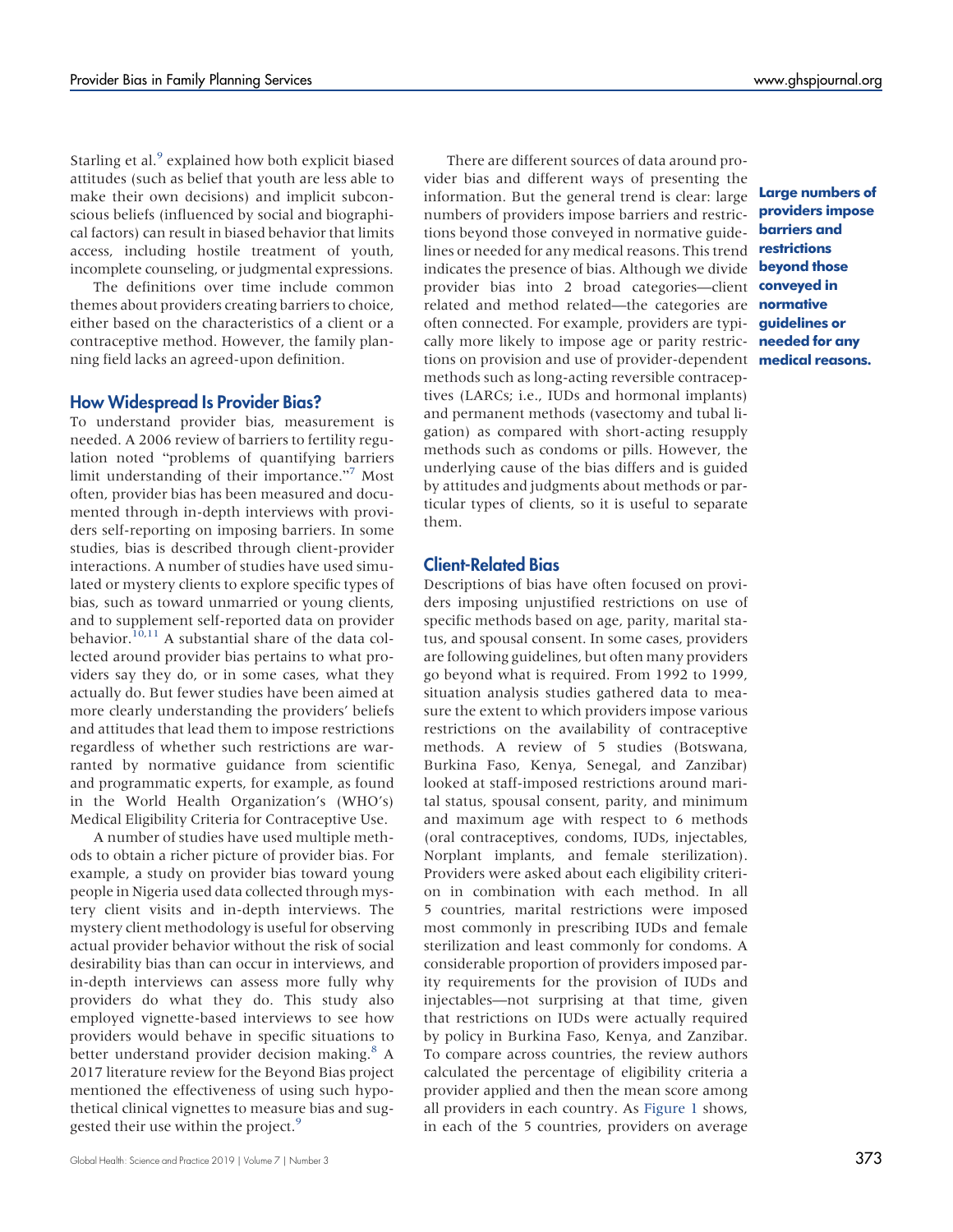Starling et al.[9] explained how both explicit biased attitudes (such as belief that youth are less able to make their own decisions) and implicit subconscious beliefs (influenced by social and biographical factors) can result in biased behavior that limits access, including hostile treatment of youth, incomplete counseling, or judgmental expressions.

The definitions over time include common themes about providers creating barriers to choice, either based on the characteristics of a client or a contraceptive method. However, the family planning field lacks an agreed-upon definition.

## How Widespread Is Provider Bias?

To understand provider bias, measurement is needed. A 2006 review of barriers to fertility regulation noted "problems of quantifying barriers limit understanding of their importance."[7] Most often, provider bias has been measured and documented through in-depth interviews with providers self-reporting on imposing barriers. In some studies, bias is described through client-provider interactions. A number of studies have used simulated or mystery clients to explore specific types of bias, such as toward unmarried or young clients, and to supplement self-reported data on provider behavior.[10,11] A substantial share of the data collected around provider bias pertains to what providers say they do, or in some cases, what they actually do. But fewer studies have been aimed at more clearly understanding the providers' beliefs and attitudes that lead them to impose restrictions regardless of whether such restrictions are warranted by normative guidance from scientific and programmatic experts, for example, as found in the World Health Organization's (WHO's) Medical Eligibility Criteria for Contraceptive Use.

A number of studies have used multiple methods to obtain a richer picture of provider bias. For example, a study on provider bias toward young people in Nigeria used data collected through mystery client visits and in-depth interviews. The mystery client methodology is useful for observing actual provider behavior without the risk of social desirability bias than can occur in interviews, and in-depth interviews can assess more fully why providers do what they do. This study also employed vignette-based interviews to see how providers would behave in specific situations to better understand provider decision making.[8] A 2017 literature review for the Beyond Bias project mentioned the effectiveness of using such hypothetical clinical vignettes to measure bias and suggested their use within the project.[9]

There are different sources of data around provider bias and different ways of presenting the information. But the general trend is clear: large numbers of providers impose barriers and restrictions beyond those conveyed in normative guidelines or needed for any medical reasons. This trend indicates the presence of bias. Although we divide provider bias into 2 broad categories—client related and method related—the categories are often connected. For example, providers are typically more likely to impose age or parity restrictions on provision and use of provider-dependent methods such as long-acting reversible contraceptives (LARCs; i.e., IUDs and hormonal implants) and permanent methods (vasectomy and tubal ligation) as compared with short-acting resupply methods such as condoms or pills. However, the underlying cause of the bias differs and is guided by attitudes and judgments about methods or particular types of clients, so it is useful to separate them.

**Large numbers of providers impose barriers and restrictions beyond those conveyed in normative guidelines or needed for any medical reasons.**

## Client-Related Bias

Descriptions of bias have often focused on providers imposing unjustified restrictions on use of specific methods based on age, parity, marital status, and spousal consent. In some cases, providers are following guidelines, but often many providers go beyond what is required. From 1992 to 1999, situation analysis studies gathered data to measure the extent to which providers impose various restrictions on the availability of contraceptive methods. A review of 5 studies (Botswana, Burkina Faso, Kenya, Senegal, and Zanzibar) looked at staff-imposed restrictions around marital status, spousal consent, parity, and minimum and maximum age with respect to 6 methods (oral contraceptives, condoms, IUDs, injectables, Norplant implants, and female sterilization). Providers were asked about each eligibility criterion in combination with each method. In all 5 countries, marital restrictions were imposed most commonly in prescribing IUDs and female sterilization and least commonly for condoms. A considerable proportion of providers imposed parity requirements for the provision of IUDs and injectables—not surprising at that time, given that restrictions on IUDs were actually required by policy in Burkina Faso, Kenya, and Zanzibar. To compare across countries, the review authors calculated the percentage of eligibility criteria a provider applied and then the mean score among all providers in each country. As Figure 1 shows, in each of the 5 countries, providers on average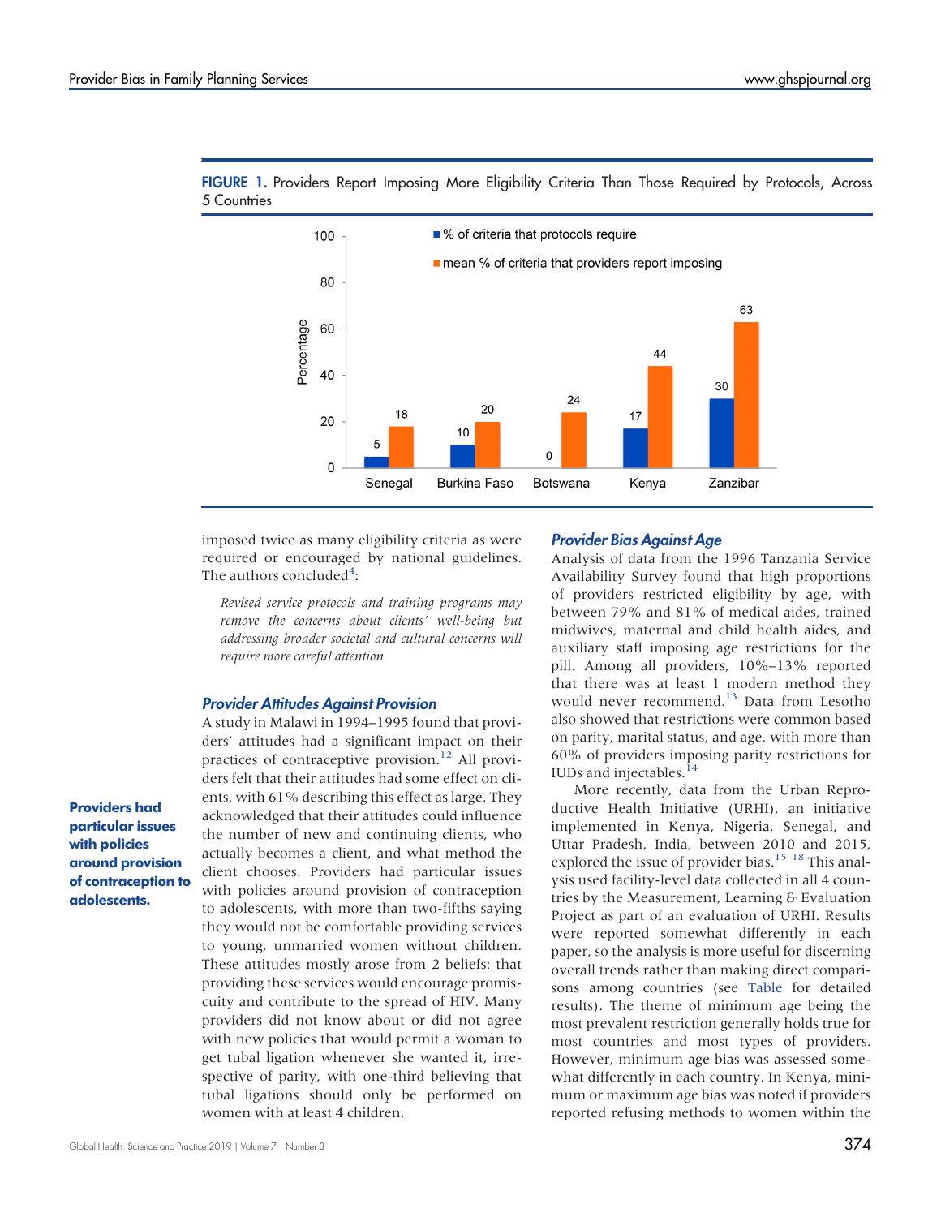**FIGURE 1.** Providers Report Imposing More Eligibility Criteria Than Those Required by Protocols, Across 5 Countries

| | % of criteria that protocols require | mean % of criteria that providers report imposing |
|---|---|---|
| Senegal | 5 | 18 |
| Burkina Faso | 10 | 20 |
| Botswana | 0 | 24 |
| Kenya | 17 | 44 |
| Zanzibar | 30 | 63 |

imposed twice as many eligibility criteria as were required or encouraged by national guidelines. The authors concluded[4]:

> *Revised service protocols and training programs may remove the concerns about clients' well-being but addressing broader societal and cultural concerns will require more careful attention.*

### Provider Attitudes Against Provision

A study in Malawi in 1994–1995 found that providers' attitudes had a significant impact on their practices of contraceptive provision.[12] All providers felt that their attitudes had some effect on clients, with 61% describing this effect as large. They acknowledged that their attitudes could influence the number of new and continuing clients, who actually becomes a client, and what method the client chooses. Providers had particular issues with policies around provision of contraception to adolescents, with more than two-fifths saying they would not be comfortable providing services to young, unmarried women without children. These attitudes mostly arose from 2 beliefs: that providing these services would encourage promiscuity and contribute to the spread of HIV. Many providers did not know about or did not agree with new policies that would permit a woman to get tubal ligation whenever she wanted it, irrespective of parity, with one-third believing that tubal ligations should only be performed on women with at least 4 children.

**Providers had particular issues with policies around provision of contraception to adolescents.**

### Provider Bias Against Age

Analysis of data from the 1996 Tanzania Service Availability Survey found that high proportions of providers restricted eligibility by age, with between 79% and 81% of medical aides, trained midwives, maternal and child health aides, and auxiliary staff imposing age restrictions for the pill. Among all providers, 10%–13% reported that there was at least 1 modern method they would never recommend.[13] Data from Lesotho also showed that restrictions were common based on parity, marital status, and age, with more than 60% of providers imposing parity restrictions for IUDs and injectables.[14]

More recently, data from the Urban Reproductive Health Initiative (URHI), an initiative implemented in Kenya, Nigeria, Senegal, and Uttar Pradesh, India, between 2010 and 2015, explored the issue of provider bias.[15–18] This analysis used facility-level data collected in all 4 countries by the Measurement, Learning & Evaluation Project as part of an evaluation of URHI. Results were reported somewhat differently in each paper, so the analysis is more useful for discerning overall trends rather than making direct comparisons among countries (see Table for detailed results). The theme of minimum age being the most prevalent restriction generally holds true for most countries and most types of providers. However, minimum age bias was assessed somewhat differently in each country. In Kenya, minimum or maximum age bias was noted if providers reported refusing methods to women within the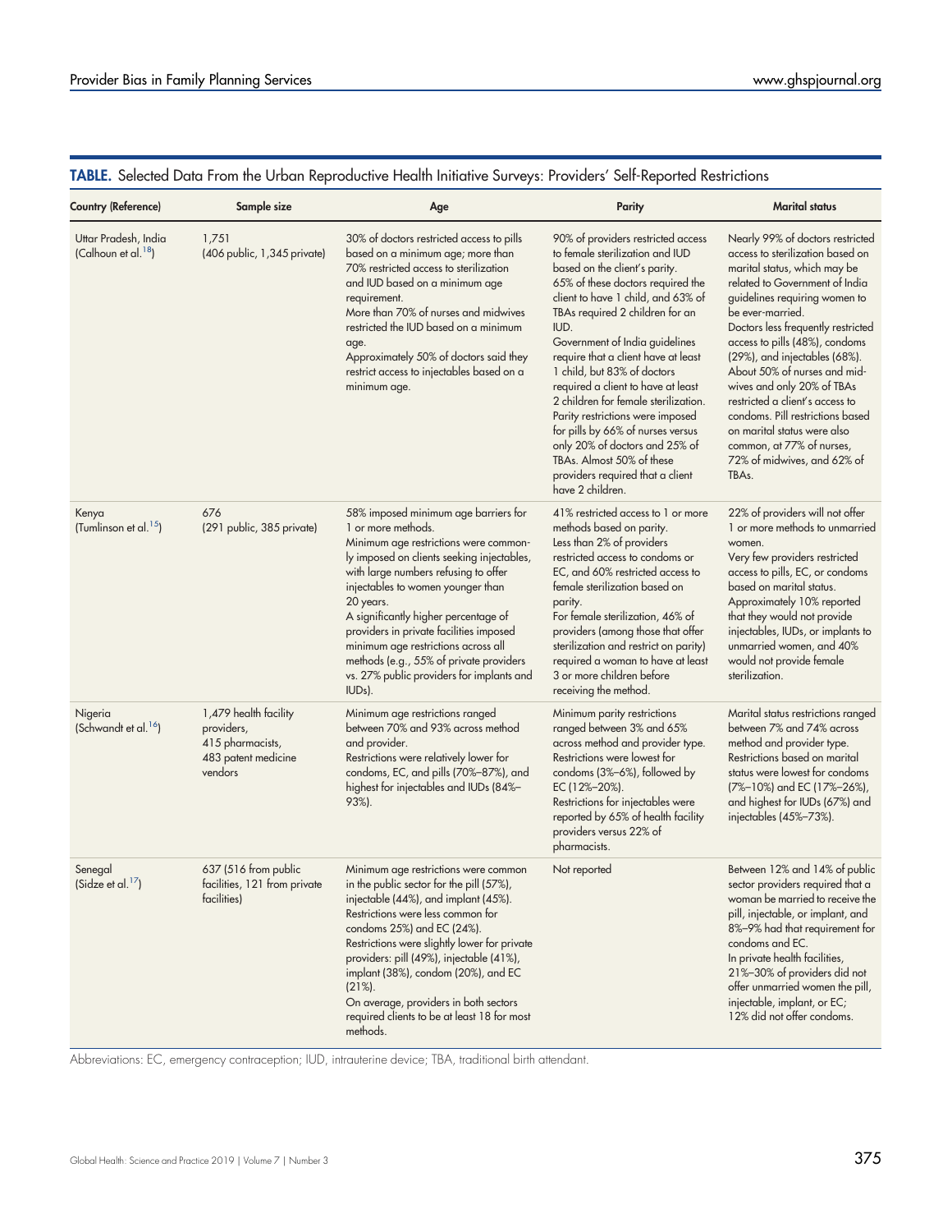**TABLE.** Selected Data From the Urban Reproductive Health Initiative Surveys: Providers' Self-Reported Restrictions

| Country (Reference) | Sample size | Age | Parity | Marital status |
|---|---|---|---|---|
| Uttar Pradesh, India (Calhoun et al.[18]) | 1,751 (406 public, 1,345 private) | 30% of doctors restricted access to pills based on a minimum age; more than 70% restricted access to sterilization and IUD based on a minimum age requirement. More than 70% of nurses and midwives restricted the IUD based on a minimum age. Approximately 50% of doctors said they restrict access to injectables based on a minimum age. | 90% of providers restricted access to female sterilization and IUD based on the client's parity. 65% of these doctors required the client to have 1 child, and 63% of TBAs required 2 children for an IUD. Government of India guidelines require that a client have at least 1 child, but 83% of doctors required a client to have at least 2 children for female sterilization. Parity restrictions were imposed for pills by 66% of nurses versus only 20% of doctors and 25% of TBAs. Almost 50% of these providers required that a client have 2 children. | Nearly 99% of doctors restricted access to sterilization based on marital status, which may be related to Government of India guidelines requiring women to be ever-married. Doctors less frequently restricted access to pills (48%), condoms (29%), and injectables (68%). About 50% of nurses and midwives and only 20% of TBAs restricted a client's access to condoms. Pill restrictions based on marital status were also common, at 77% of nurses, 72% of midwives, and 62% of TBAs. |
| Kenya (Tumlinson et al.[15]) | 676 (291 public, 385 private) | 58% imposed minimum age barriers for 1 or more methods. Minimum age restrictions were commonly imposed on clients seeking injectables, with large numbers refusing to offer injectables to women younger than 20 years. A significantly higher percentage of providers in private facilities imposed minimum age restriction across all methods (e.g., 55% of private providers vs. 27% public providers for implants and IUDs). | 41% restricted access to 1 or more methods based on parity. Less than 2% of providers restricted access to condoms or EC, and 60% restricted access to female sterilization based on parity. For female sterilization, 46% of providers (among those that offer sterilization and restrict on parity) required a woman to have at least 3 or more children before receiving the method. | 22% of providers will not offer 1 or more methods to unmarried women. Very few providers restricted access to pills, EC, or condoms based on marital status. Approximately 10% reported that they would not provide injectables, IUDs, or implants to unmarried women, and 40% would not provide female sterilization. |
| Nigeria (Schwandt et al.[16]) | 1,479 health facility providers, 415 pharmacists, 483 patent medicine vendors | Minimum age restrictions ranged between 70% and 93% across method and provider. Restrictions were relatively lower for condoms, EC, and pills (70%–87%), and highest for injectables and IUDs (84%–93%). | Minimum parity restrictions ranged between 3% and 65% across method and provider type. Restrictions were lowest for condoms (3%–6%), followed by EC (12%–20%). Restrictions for injectables were reported by 65% of health facility providers versus 22% of pharmacists. | Marital status restrictions ranged between 7% and 74% across method and provider type. Restrictions based on marital status were lowest for condoms (7%–10%) and EC (17%–26%), and highest for IUDs (67%) and injectables (45%–73%). |
| Senegal (Sidze et al.[17]) | 637 (516 from public facilities, 121 from private facilities) | Minimum age restrictions were common in the public sector for the pill (57%), injectable (44%), and implant (45%). Restrictions were less common for condoms 25%) and EC (24%). Restrictions were slightly lower for private providers: pill (49%), injectable (41%), implant (38%), condom (20%), and EC (21%). On average, providers in both sectors required clients to be at least 18 for most methods. | Not reported | Between 12% and 14% of public sector providers required that a woman be married to receive the pill, injectable, or implant, and 8%–9% had that requirement for condoms and EC. In private health facilities, 21%–30% of providers did not offer unmarried women the pill, injectable, implant, or EC; 12% did not offer condoms. |

Abbreviations: EC, emergency contraception; IUD, intrauterine device; TBA, traditional birth attendant.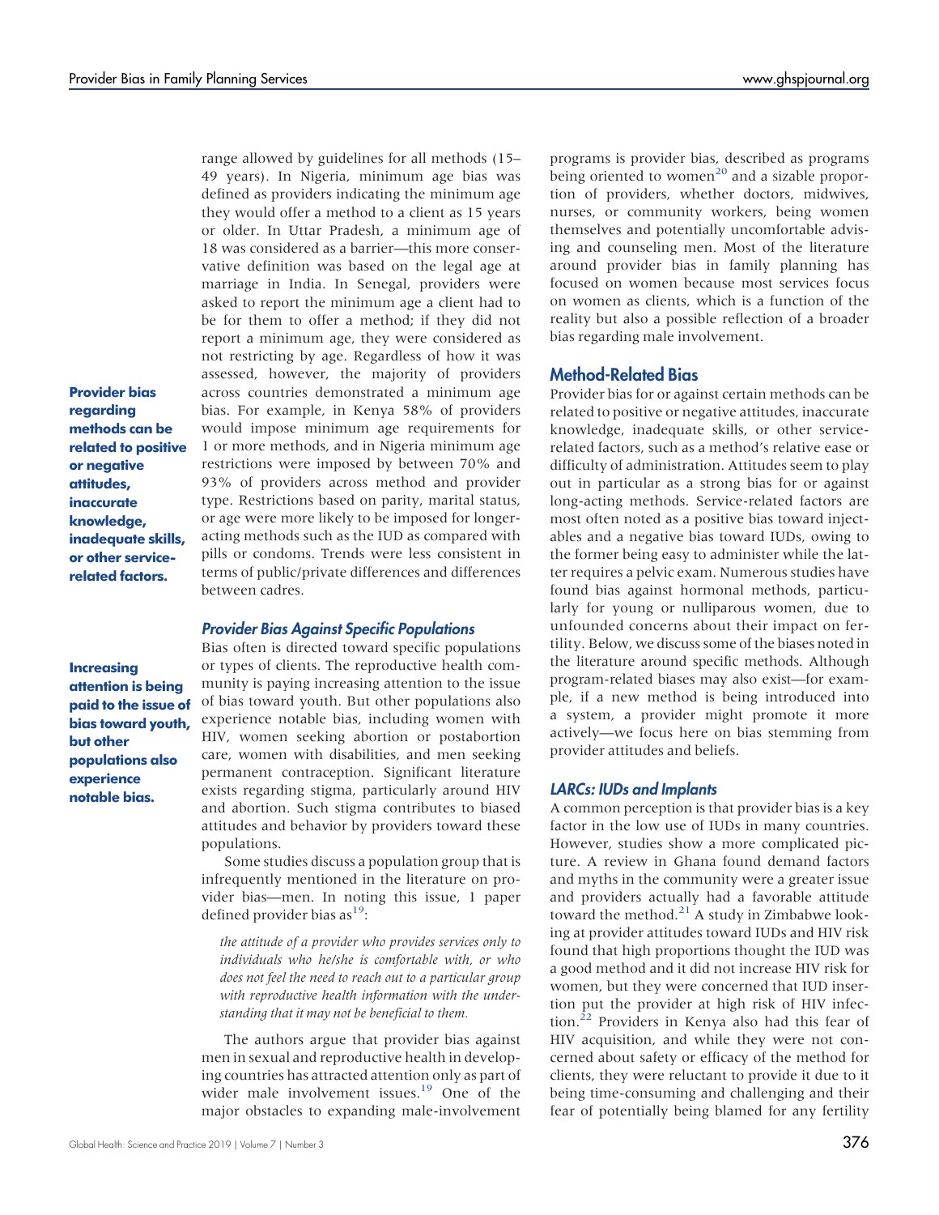range allowed by guidelines for all methods (15–49 years). In Nigeria, minimum age bias was defined as providers indicating the minimum age they would offer a method to a client as 15 years or older. In Uttar Pradesh, a minimum age of 18 was considered as a barrier—this more conservative definition was based on the legal age at marriage in India. In Senegal, providers were asked to report the minimum age a client had to be for them to offer a method; if they did not report a minimum age, they were considered as not restricting by age. Regardless of how it was assessed, however, the majority of providers across countries demonstrated a minimum age bias. For example, in Kenya 58% of providers would impose minimum age requirements for 1 or more methods, and in Nigeria minimum age restrictions were imposed by between 70% and 93% of providers across method and provider type. Restrictions based on parity, marital status, or age were more likely to be imposed for longer-acting methods such as the IUD as compared with pills or condoms. Trends were less consistent in terms of public/private differences and differences between cadres.

**Provider bias regarding methods can be related to positive or negative attitudes, inaccurate knowledge, inadequate skills, or other service-related factors.**

### *Provider Bias Against Specific Populations*

**Increasing attention is being paid to the issue of bias toward youth, but other populations also experience notable bias.**

Bias often is directed toward specific populations or types of clients. The reproductive health community is paying increasing attention to the issue of bias toward youth. But other populations also experience notable bias, including women with HIV, women seeking abortion or postabortion care, women with disabilities, and men seeking permanent contraception. Significant literature exists regarding stigma, particularly around HIV and abortion. Such stigma contributes to biased attitudes and behavior by providers toward these populations.

Some studies discuss a population group that is infrequently mentioned in the literature on provider bias—men. In noting this issue, 1 paper defined provider bias as[19]:

> *the attitude of a provider who provides services only to individuals who he/she is comfortable with, or who does not feel the need to reach out to a particular group with reproductive health information with the understanding that it may not be beneficial to them.*

The authors argue that provider bias against men in sexual and reproductive health in developing countries has attracted attention only as part of wider male involvement issues.[19] One of the major obstacles to expanding male-involvement programs is provider bias, described as programs being oriented to women[20] and a sizable proportion of providers, whether doctors, midwives, nurses, or community workers, being women themselves and potentially uncomfortable advising and counseling men. Most of the literature around provider bias in family planning has focused on women because most services focus on women as clients, which is a function of the reality but also a possible reflection of a broader bias regarding male involvement.

## Method-Related Bias

Provider bias for or against certain methods can be related to positive or negative attitudes, inaccurate knowledge, inadequate skills, or other service-related factors, such as a method's relative ease or difficulty of administration. Attitudes seem to play out in particular as a strong bias for or against long-acting methods. Service-related factors are most often noted as a positive bias toward injectables and a negative bias toward IUDs, owing to the former being easy to administer while the latter requires a pelvic exam. Numerous studies have found bias against hormonal methods, particularly for young or nulliparous women, due to unfounded concerns about their impact on fertility. Below, we discuss some of the biases noted in the literature around specific methods. Although program-related biases may also exist—for example, if a new method is being introduced into a system, a provider might promote it more actively—we focus here on bias stemming from provider attitudes and beliefs.

### *LARCs: IUDs and Implants*

A common perception is that provider bias is a key factor in the low use of IUDs in many countries. However, studies show a more complicated picture. A review in Ghana found demand factors and myths in the community were a greater issue and providers actually had a favorable attitude toward the method.[21] A study in Zimbabwe looking at provider attitudes toward IUDs and HIV risk found that high proportions thought the IUD was a good method and it did not increase HIV risk for women, but they were concerned that IUD insertion put the provider at high risk of HIV infection.[22] Providers in Kenya also had this fear of HIV acquisition, and while they were not concerned about safety or efficacy of the method for clients, they were reluctant to provide it due to it being time-consuming and challenging and their fear of potentially being blamed for any fertility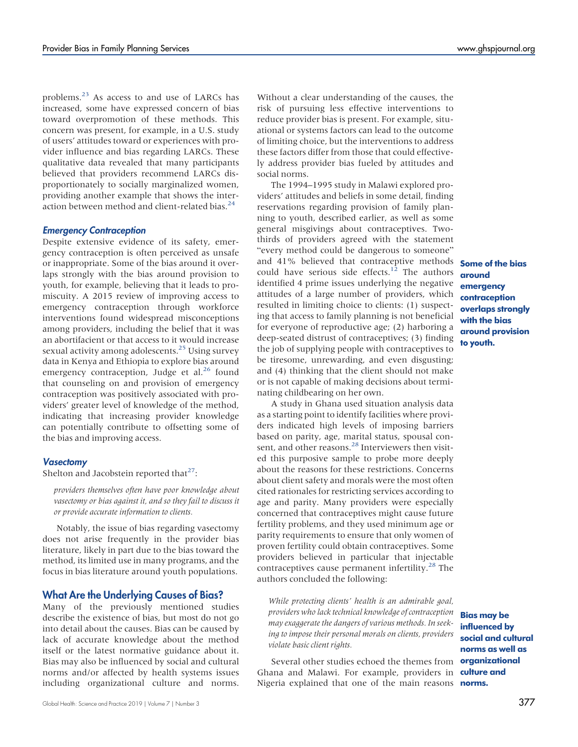problems.[23] As access to and use of LARCs has increased, some have expressed concern of bias toward overpromotion of these methods. This concern was present, for example, in a U.S. study of users' attitudes toward or experiences with provider influence and bias regarding LARCs. These qualitative data revealed that many participants believed that providers recommend LARCs disproportionately to socially marginalized women, providing another example that shows the interaction between method and client-related bias.[24]

### Emergency Contraception

Despite extensive evidence of its safety, emergency contraception is often perceived as unsafe or inappropriate. Some of the bias around it overlaps strongly with the bias around provision to youth, for example, believing that it leads to promiscuity. A 2015 review of improving access to emergency contraception through workforce interventions found widespread misconceptions among providers, including the belief that it was an abortifacient or that access to it would increase sexual activity among adolescents.[25] Using survey data in Kenya and Ethiopia to explore bias around emergency contraception, Judge et al.[26] found that counseling on and provision of emergency contraception was positively associated with providers' greater level of knowledge of the method, indicating that increasing provider knowledge can potentially contribute to offsetting some of the bias and improving access.

**Some of the bias around emergency contraception overlaps strongly with the bias around provision to youth.**

### Vasectomy

Shelton and Jacobstein reported that[27]:

> *providers themselves often have poor knowledge about vasectomy or bias against it, and so they fail to discuss it or provide accurate information to clients.*

Notably, the issue of bias regarding vasectomy does not arise frequently in the provider bias literature, likely in part due to the bias toward the method, its limited use in many programs, and the focus in bias literature around youth populations.

## What Are the Underlying Causes of Bias?

Many of the previously mentioned studies describe the existence of bias, but most do not go into detail about the causes. Bias can be caused by lack of accurate knowledge about the method itself or the latest normative guidance about it. Bias may also be influenced by social and cultural norms and/or affected by health systems issues including organizational culture and norms. Without a clear understanding of the causes, the risk of pursuing less effective interventions to reduce provider bias is present. For example, situational or systems factors can lead to the outcome of limiting choice, but the interventions to address these factors differ from those that could effectively address provider bias fueled by attitudes and social norms.

**Bias may be influenced by social and cultural norms as well as organizational culture and norms.**

The 1994–1995 study in Malawi explored providers' attitudes and beliefs in some detail, finding reservations regarding provision of family planning to youth, described earlier, as well as some general misgivings about contraceptives. Two-thirds of providers agreed with the statement "every method could be dangerous to someone" and 41% believed that contraceptive methods could have serious side effects.[12] The authors identified 4 prime issues underlying the negative attitudes of a large number of providers, which resulted in limiting choice to clients: (1) suspecting that access to family planning is not beneficial for everyone of reproductive age; (2) harboring a deep-seated distrust of contraceptives; (3) finding the job of supplying people with contraceptives to be tiresome, unrewarding, and even disgusting; and (4) thinking that the client should not make or is not capable of making decisions about terminating childbearing on her own.

A study in Ghana used situation analysis data as a starting point to identify facilities where providers indicated high levels of imposing barriers based on parity, age, marital status, spousal consent, and other reasons.[28] Interviewers then visited this purposive sample to probe more deeply about the reasons for these restrictions. Concerns about client safety and morals were the most often cited rationales for restricting services according to age and parity. Many providers were especially concerned that contraceptives might cause future fertility problems, and they used minimum age or parity requirements to ensure that only women of proven fertility could obtain contraceptives. Some providers believed in particular that injectable contraceptives cause permanent infertility.[28] The authors concluded the following:

> *While protecting clients' health is an admirable goal, providers who lack technical knowledge of contraception may exaggerate the dangers of various methods. In seeking to impose their personal morals on clients, providers violate basic client rights.*

Several other studies echoed the themes from Ghana and Malawi. For example, providers in Nigeria explained that one of the main reasons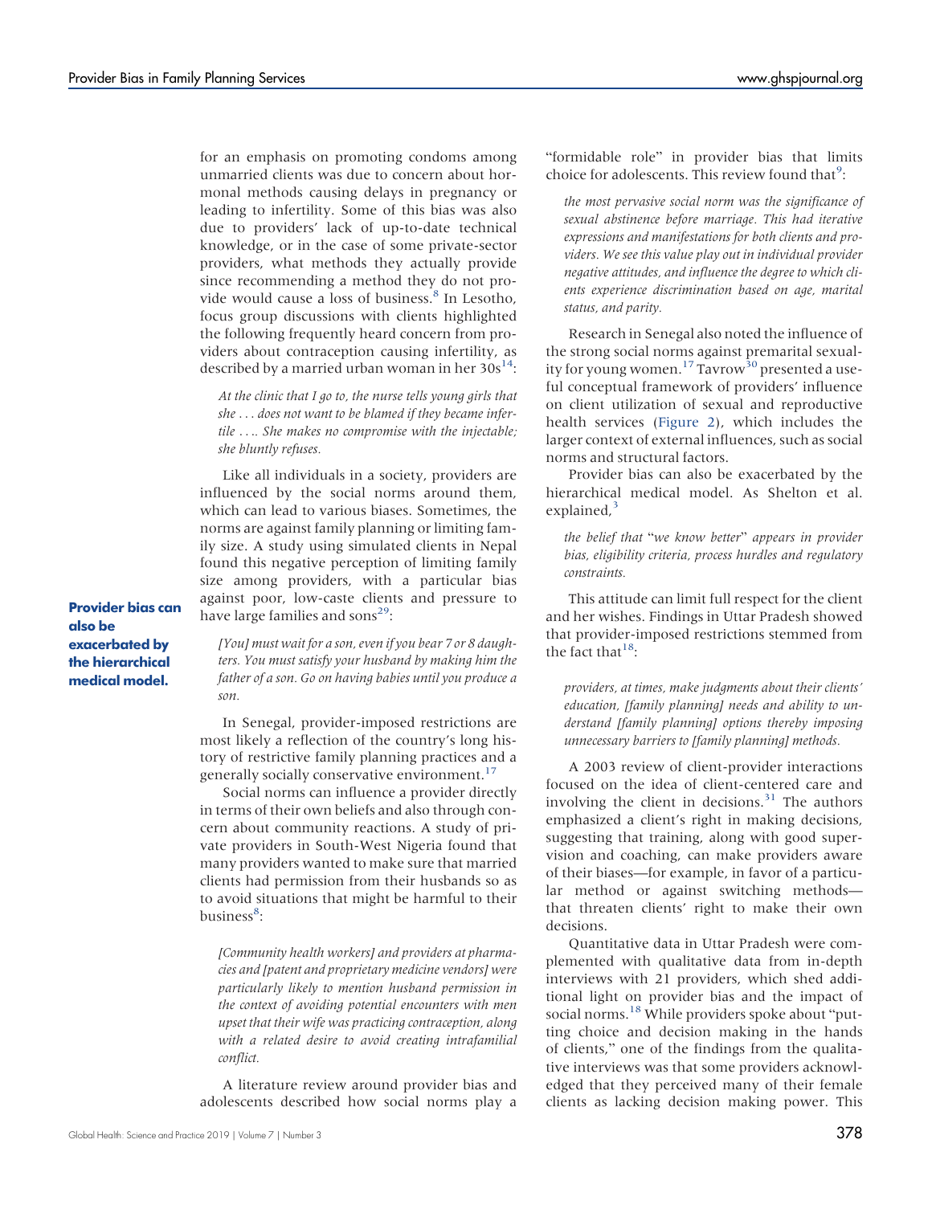for an emphasis on promoting condoms among unmarried clients was due to concern about hormonal methods causing delays in pregnancy or leading to infertility. Some of this bias was also due to providers' lack of up-to-date technical knowledge, or in the case of some private-sector providers, what methods they actually provide since recommending a method they do not provide would cause a loss of business.[8] In Lesotho, focus group discussions with clients highlighted the following frequently heard concern from providers about contraception causing infertility, as described by a married urban woman in her 30s[14]:

> *At the clinic that I go to, the nurse tells young girls that she . . . does not want to be blamed if they became infertile . . .. She makes no compromise with the injectable; she bluntly refuses.*

Like all individuals in a society, providers are influenced by the social norms around them, which can lead to various biases. Sometimes, the norms are against family planning or limiting family size. A study using simulated clients in Nepal found this negative perception of limiting family size among providers, with a particular bias against poor, low-caste clients and pressure to have large families and sons[29]:

**Provider bias can also be exacerbated by the hierarchical medical model.**

> *[You] must wait for a son, even if you bear 7 or 8 daughters. You must satisfy your husband by making him the father of a son. Go on having babies until you produce a son.*

In Senegal, provider-imposed restrictions are most likely a reflection of the country's long history of restrictive family planning practices and a generally socially conservative environment.[17]

Social norms can influence a provider directly in terms of their own beliefs and also through concern about community reactions. A study of private providers in South-West Nigeria found that many providers wanted to make sure that married clients had permission from their husbands so as to avoid situations that might be harmful to their business[8]:

> *[Community health workers] and providers at pharmacies and [patent and proprietary medicine vendors] were particularly likely to mention husband permission in the context of avoiding potential encounters with men upset that their wife was practicing contraception, along with a related desire to avoid creating intrafamilial conflict.*

A literature review around provider bias and adolescents described how social norms play a "formidable role" in provider bias that limits choice for adolescents. This review found that[9]:

> *the most pervasive social norm was the significance of sexual abstinence before marriage. This had iterative expressions and manifestations for both clients and providers. We see this value play out in individual provider negative attitudes, and influence the degree to which clients experience discrimination based on age, marital status, and parity.*

Research in Senegal also noted the influence of the strong social norms against premarital sexuality for young women.[17] Tavrow[30] presented a useful conceptual framework of providers' influence on client utilization of sexual and reproductive health services (Figure 2), which includes the larger context of external influences, such as social norms and structural factors.

Provider bias can also be exacerbated by the hierarchical medical model. As Shelton et al. explained,[3]

> *the belief that "we know better" appears in provider bias, eligibility criteria, process hurdles and regulatory constraints.*

This attitude can limit full respect for the client and her wishes. Findings in Uttar Pradesh showed that provider-imposed restrictions stemmed from the fact that[18]:

> *providers, at times, make judgments about their clients' education, [family planning] needs and ability to understand [family planning] options thereby imposing unnecessary barriers to [family planning] methods.*

A 2003 review of client-provider interactions focused on the idea of client-centered care and involving the client in decisions.[31] The authors emphasized a client's right in making decisions, suggesting that training, along with good supervision and coaching, can make providers aware of their biases—for example, in favor of a particular method or against switching methods—that threaten clients' right to make their own decisions.

Quantitative data in Uttar Pradesh were complemented with qualitative data from in-depth interviews with 21 providers, which shed additional light on provider bias and the impact of social norms.[18] While providers spoke about "putting choice and decision making in the hands of clients," one of the findings from the qualitative interviews was that some providers acknowledged that they perceived many of their female clients as lacking decision making power. This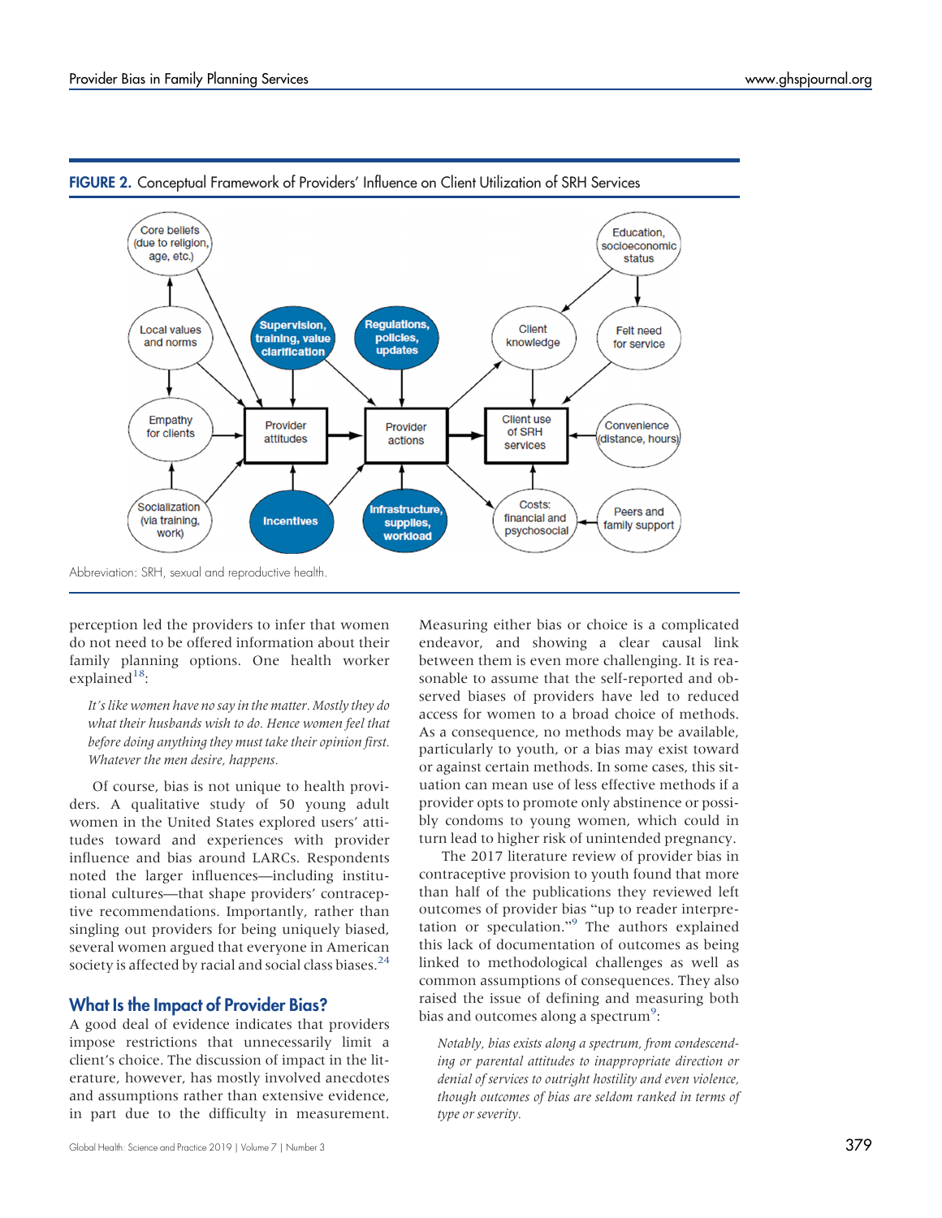**FIGURE 2.** Conceptual Framework of Providers' Influence on Client Utilization of SRH Services

Abbreviation: SRH, sexual and reproductive health.

perception led the providers to infer that women do not need to be offered information about their family planning options. One health worker explained[18]:

> *It's like women have no say in the matter. Mostly they do what their husbands wish to do. Hence women feel that before doing anything they must take their opinion first. Whatever the men desire, happens.*

Of course, bias is not unique to health providers. A qualitative study of 50 young adult women in the United States explored users' attitudes toward and experiences with provider influence and bias around LARCs. Respondents noted the larger influences—including institutional cultures—that shape providers' contraceptive recommendations. Importantly, rather than singling out providers for being uniquely biased, several women argued that everyone in American society is affected by racial and social class biases.[24]

## What Is the Impact of Provider Bias?

A good deal of evidence indicates that providers impose restrictions that unnecessarily limit a client's choice. The discussion of impact in the literature, however, has mostly involved anecdotes and assumptions rather than extensive evidence, in part due to the difficulty in measurement. Measuring either bias or choice is a complicated endeavor, and showing a clear causal link between them is even more challenging. It is reasonable to assume that the self-reported and observed biases of providers have led to reduced access for women to a broad choice of methods. As a consequence, no methods may be available, particularly to youth, or a bias may exist toward or against certain methods. In some cases, this situation can mean use of less effective methods if a provider opts to promote only abstinence or possibly condoms to young women, which could in turn lead to higher risk of unintended pregnancy.

The 2017 literature review of provider bias in contraceptive provision to youth found that more than half of the publications they reviewed left outcomes of provider bias "up to reader interpretation or speculation."[9] The authors explained this lack of documentation of outcomes as being linked to methodological challenges as well as common assumptions of consequences. They also raised the issue of defining and measuring both bias and outcomes along a spectrum[9]:

> *Notably, bias exists along a spectrum, from condescending or parental attitudes to inappropriate direction or denial of services to outright hostility and even violence, though outcomes of bias are seldom ranked in terms of type or severity.*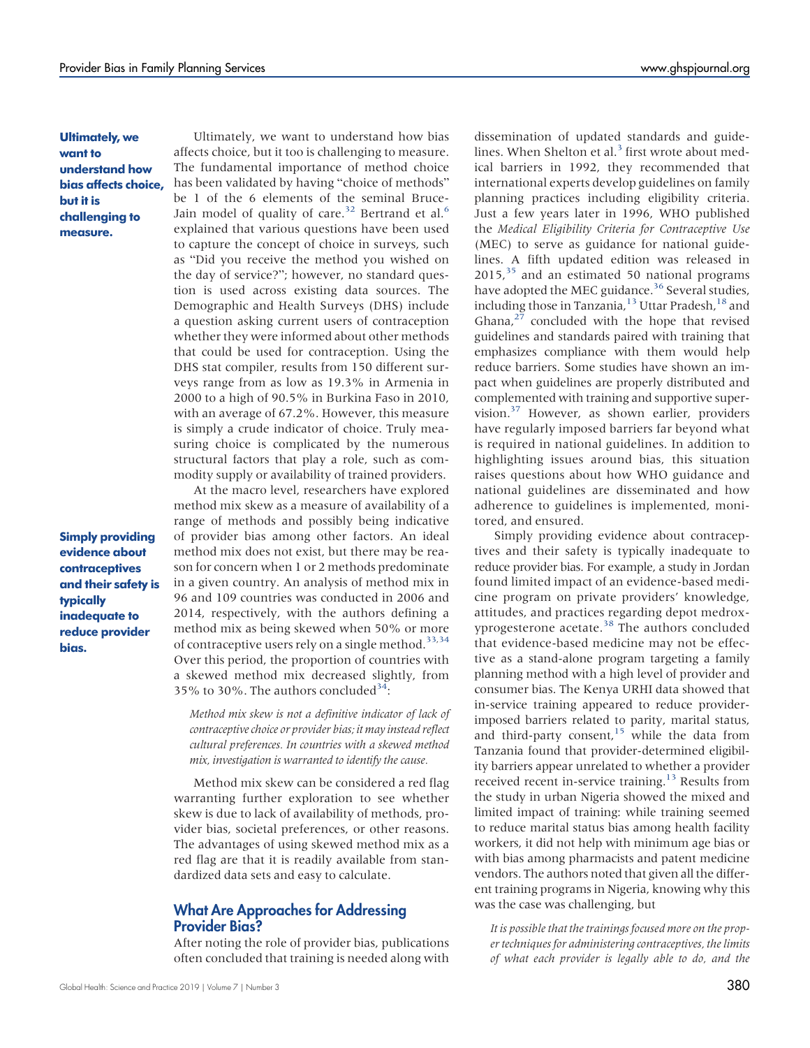**Ultimately, we want to understand how bias affects choice, but it is challenging to measure.**

Ultimately, we want to understand how bias affects choice, but it too is challenging to measure. The fundamental importance of method choice has been validated by having "choice of methods" be 1 of the 6 elements of the seminal Bruce-Jain model of quality of care.[32] Bertrand et al.[6] explained that various questions have been used to capture the concept of choice in surveys, such as "Did you receive the method you wished on the day of service?"; however, no standard question is used across existing data sources. The Demographic and Health Surveys (DHS) include a question asking current users of contraception whether they were informed about other methods that could be used for contraception. Using the DHS stat compiler, results from 150 different surveys range from as low as 19.3% in Armenia in 2000 to a high of 90.5% in Burkina Faso in 2010, with an average of 67.2%. However, this measure is simply a crude indicator of choice. Truly measuring choice is complicated by the numerous structural factors that play a role, such as commodity supply or availability of trained providers.

At the macro level, researchers have explored method mix skew as a measure of availability of a range of methods and possibly being indicative of provider bias among other factors. An ideal method mix does not exist, but there may be reason for concern when 1 or 2 methods predominate in a given country. An analysis of method mix in 96 and 109 countries was conducted in 2006 and 2014, respectively, with the authors defining a method mix as being skewed when 50% or more of contraceptive users rely on a single method.[33,34] Over this period, the proportion of countries with a skewed method mix decreased slightly, from 35% to 30%. The authors concluded[34]:

> *Method mix skew is not a definitive indicator of lack of contraceptive choice or provider bias; it may instead reflect cultural preferences. In countries with a skewed method mix, investigation is warranted to identify the cause.*

Method mix skew can be considered a red flag warranting further exploration to see whether skew is due to lack of availability of methods, provider bias, societal preferences, or other reasons. The advantages of using skewed method mix as a red flag are that it is readily available from standardized data sets and easy to calculate.

## What Are Approaches for Addressing Provider Bias?

After noting the role of provider bias, publications often concluded that training is needed along with dissemination of updated standards and guidelines. When Shelton et al.[3] first wrote about medical barriers in 1992, they recommended that international experts develop guidelines on family planning practices including eligibility criteria. Just a few years later in 1996, WHO published the *Medical Eligibility Criteria for Contraceptive Use* (MEC) to serve as guidance for national guidelines. A fifth updated edition was released in 2015,[35] and an estimated 50 national programs have adopted the MEC guidance.[36] Several studies, including those in Tanzania,[13] Uttar Pradesh,[18] and Ghana,[27] concluded with the hope that revised guidelines and standards paired with training that emphasizes compliance with them would help reduce barriers. Some studies have shown an impact when guidelines are properly distributed and complemented with training and supportive supervision.[37] However, as shown earlier, providers have regularly imposed barriers far beyond what is required in national guidelines. In addition to highlighting issues around bias, this situation raises questions about how WHO guidance and national guidelines are disseminated and how adherence to guidelines is implemented, monitored, and ensured.

**Simply providing evidence about contraceptives and their safety is typically inadequate to reduce provider bias.**

Simply providing evidence about contraceptives and their safety is typically inadequate to reduce provider bias. For example, a study in Jordan found limited impact of an evidence-based medicine program on private providers' knowledge, attitudes, and practices regarding depot medroxyprogesterone acetate.[38] The authors concluded that evidence-based medicine may not be effective as a stand-alone program targeting a family planning method with a high level of provider and consumer bias. The Kenya URHI data showed that in-service training appeared to reduce provider-imposed barriers related to parity, marital status, and third-party consent,[15] while the data from Tanzania found that provider-determined eligibility barriers appear unrelated to whether a provider received recent in-service training.[13] Results from the study in urban Nigeria showed the mixed and limited impact of training: while training seemed to reduce marital status bias among health facility workers, it did not help with minimum age bias or with bias among pharmacists and patent medicine vendors. The authors noted that given all the different training programs in Nigeria, knowing why this was the case was challenging, but

> *It is possible that the trainings focused more on the proper techniques for administering contraceptives, the limits of what each provider is legally able to do, and the*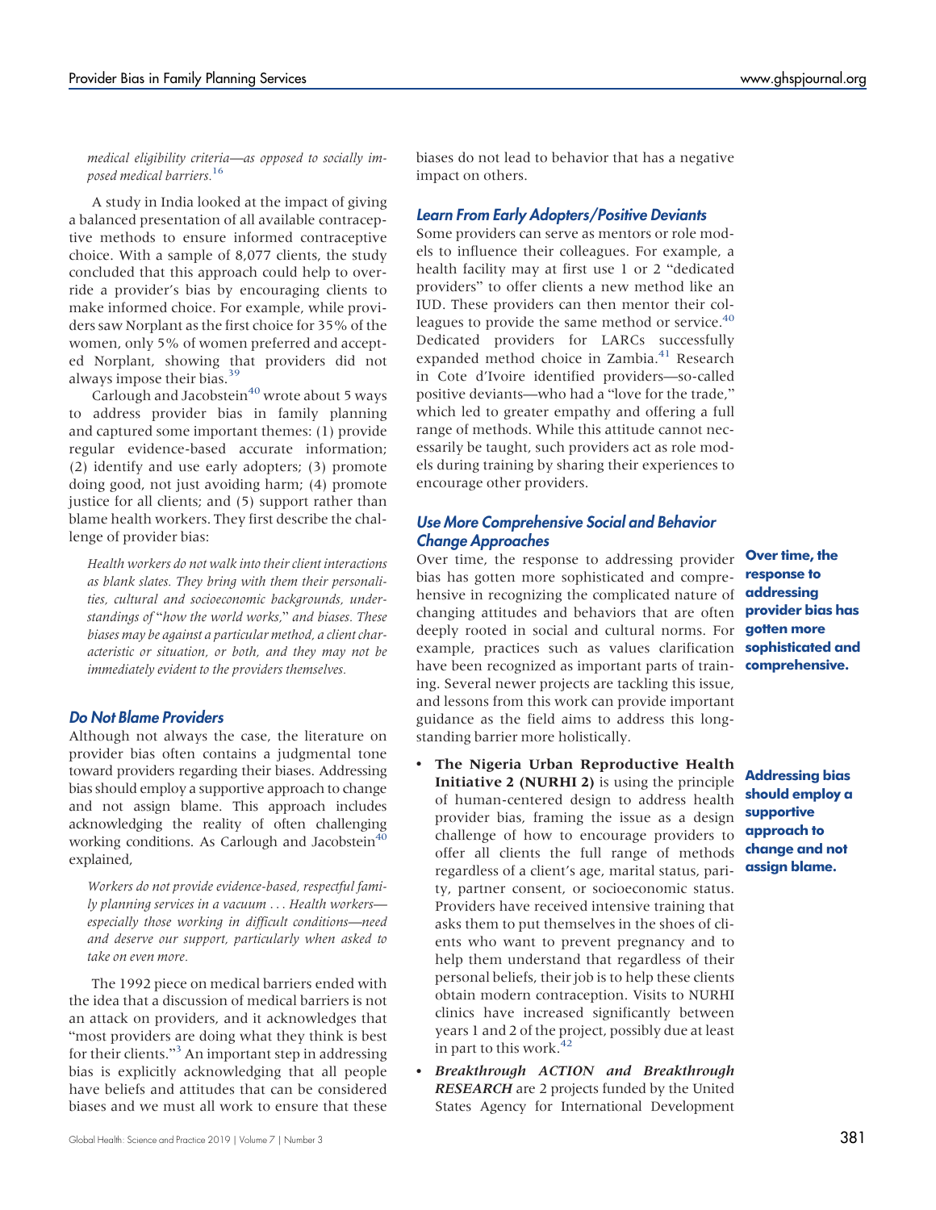*medical eligibility criteria—as opposed to socially imposed medical barriers.*[16]

A study in India looked at the impact of giving a balanced presentation of all available contraceptive methods to ensure informed contraceptive choice. With a sample of 8,077 clients, the study concluded that this approach could help to override a provider's bias by encouraging clients to make informed choice. For example, while providers saw Norplant as the first choice for 35% of the women, only 5% of women preferred and accepted Norplant, showing that providers did not always impose their bias.[39]

Carlough and Jacobstein[40] wrote about 5 ways to address provider bias in family planning and captured some important themes: (1) provide regular evidence-based accurate information; (2) identify and use early adopters; (3) promote doing good, not just avoiding harm; (4) promote justice for all clients; and (5) support rather than blame health workers. They first describe the challenge of provider bias:

> *Health workers do not walk into their client interactions as blank slates. They bring with them their personalities, cultural and socioeconomic backgrounds, understandings of "how the world works," and biases. These biases may be against a particular method, a client characteristic or situation, or both, and they may not be immediately evident to the providers themselves.*

### Do Not Blame Providers

Although not always the case, the literature on provider bias often contains a judgmental tone toward providers regarding their biases. Addressing bias should employ a supportive approach to change and not assign blame. This approach includes acknowledging the reality of often challenging working conditions. As Carlough and Jacobstein[40] explained,

> *Workers do not provide evidence-based, respectful family planning services in a vacuum . . . Health workers—especially those working in difficult conditions—need and deserve our support, particularly when asked to take on even more.*

The 1992 piece on medical barriers ended with the idea that a discussion of medical barriers is not an attack on providers, and it acknowledges that "most providers are doing what they think is best for their clients."[3] An important step in addressing bias is explicitly acknowledging that all people have beliefs and attitudes that can be considered biases and we must all work to ensure that these biases do not lead to behavior that has a negative impact on others.

### Learn From Early Adopters/Positive Deviants

Some providers can serve as mentors or role models to influence their colleagues. For example, a health facility may at first use 1 or 2 "dedicated providers" to offer clients a new method like an IUD. These providers can then mentor their colleagues to provide the same method or service.[40] Dedicated providers for LARCs successfully expanded method choice in Zambia.[41] Research in Cote d'Ivoire identified providers—so-called positive deviants—who had a "love for the trade," which led to greater empathy and offering a full range of methods. While this attitude cannot necessarily be taught, such providers act as role models during training by sharing their experiences to encourage other providers.

### Use More Comprehensive Social and Behavior Change Approaches

**Over time, the response to addressing provider bias has gotten more sophisticated and comprehensive.**

Over time, the response to addressing provider bias has gotten more sophisticated and comprehensive in recognizing the complicated nature of changing attitudes and behaviors that are often deeply rooted in social and cultural norms. For example, practices such as values clarification have been recognized as important parts of training. Several newer projects are tackling this issue, and lessons from this work can provide important guidance as the field aims to address this longstanding barrier more holistically.

**Addressing bias should employ a supportive approach to change and not assign blame.**

- **The Nigeria Urban Reproductive Health Initiative 2 (NURHI 2)** is using the principle of human-centered design to address health provider bias, framing the issue as a design challenge of how to encourage providers to offer all clients the full range of methods regardless of a client's age, marital status, parity, partner consent, or socioeconomic status. Providers have received intensive training that asks them to put themselves in the shoes of clients who want to prevent pregnancy and to help them understand that regardless of their personal beliefs, their job is to help these clients obtain modern contraception. Visits to NURHI clinics have increased significantly between years 1 and 2 of the project, possibly due at least in part to this work.[42]
- ***Breakthrough ACTION and Breakthrough RESEARCH*** are 2 projects funded by the United States Agency for International Development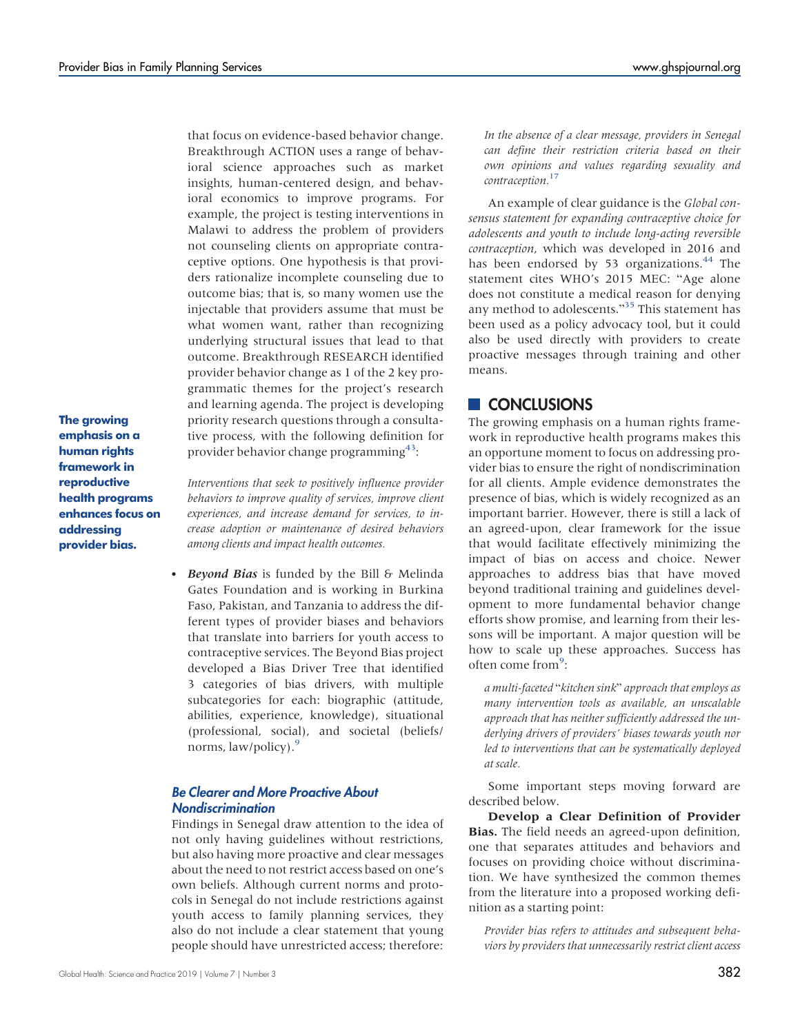that focus on evidence-based behavior change. Breakthrough ACTION uses a range of behavioral science approaches such as market insights, human-centered design, and behavioral economics to improve programs. For example, the project is testing interventions in Malawi to address the problem of providers not counseling clients on appropriate contraceptive options. One hypothesis is that providers rationalize incomplete counseling due to outcome bias; that is, so many women use the injectable that providers assume that must be what women want, rather than recognizing underlying structural issues that lead to that outcome. Breakthrough RESEARCH identified provider behavior change as 1 of the 2 key programmatic themes for the project's research and learning agenda. The project is developing priority research questions through a consultative process, with the following definition for provider behavior change programming[43]:

**The growing emphasis on a human rights framework in reproductive health programs enhances focus on addressing provider bias.**

> *Interventions that seek to positively influence provider behaviors to improve quality of services, improve client experiences, and increase demand for services, to increase adoption or maintenance of desired behaviors among clients and impact health outcomes.*

- ***Beyond Bias*** is funded by the Bill & Melinda Gates Foundation and is working in Burkina Faso, Pakistan, and Tanzania to address the different types of provider biases and behaviors that translate into barriers for youth access to contraceptive services. The Beyond Bias project developed a Bias Driver Tree that identified 3 categories of bias drivers, with multiple subcategories for each: biographic (attitude, abilities, experience, knowledge), situational (professional, social), and societal (beliefs/norms, law/policy).[9]

### Be Clearer and More Proactive About Nondiscrimination

Findings in Senegal draw attention to the idea of not only having guidelines without restrictions, but also having more proactive and clear messages about the need to not restrict access based on one's own beliefs. Although current norms and protocols in Senegal do not include restrictions against youth access to family planning services, they also do not include a clear statement that young people should have unrestricted access; therefore:

> *In the absence of a clear message, providers in Senegal can define their restriction criteria based on their own opinions and values regarding sexuality and contraception.*[17]

An example of clear guidance is the *Global consensus statement for expanding contraceptive choice for adolescents and youth to include long-acting reversible contraception*, which was developed in 2016 and has been endorsed by 53 organizations.[44] The statement cites WHO's 2015 MEC: "Age alone does not constitute a medical reason for denying any method to adolescents."[35] This statement has been used as a policy advocacy tool, but it could also be used directly with providers to create proactive messages through training and other means.

## CONCLUSIONS

The growing emphasis on a human rights framework in reproductive health programs makes this an opportune moment to focus on addressing provider bias to ensure the right of nondiscrimination for all clients. Ample evidence demonstrates the presence of bias, which is widely recognized as an important barrier. However, there is still a lack of an agreed-upon, clear framework for the issue that would facilitate effectively minimizing the impact of bias on access and choice. Newer approaches to address bias that have moved beyond traditional training and guidelines development to more fundamental behavior change efforts show promise, and learning from their lessons will be important. A major question will be how to scale up these approaches. Success has often come from[9]:

> *a multi-faceted "kitchen sink" approach that employs as many intervention tools as available, an unscalable approach that has neither sufficiently addressed the underlying drivers of providers' biases towards youth nor led to interventions that can be systematically deployed at scale.*

Some important steps moving forward are described below.

**Develop a Clear Definition of Provider Bias.** The field needs an agreed-upon definition, one that separates attitudes and behaviors and focuses on providing choice without discrimination. We have synthesized the common themes from the literature into a proposed working definition as a starting point:

> *Provider bias refers to attitudes and subsequent behaviors by providers that unnecessarily restrict client access*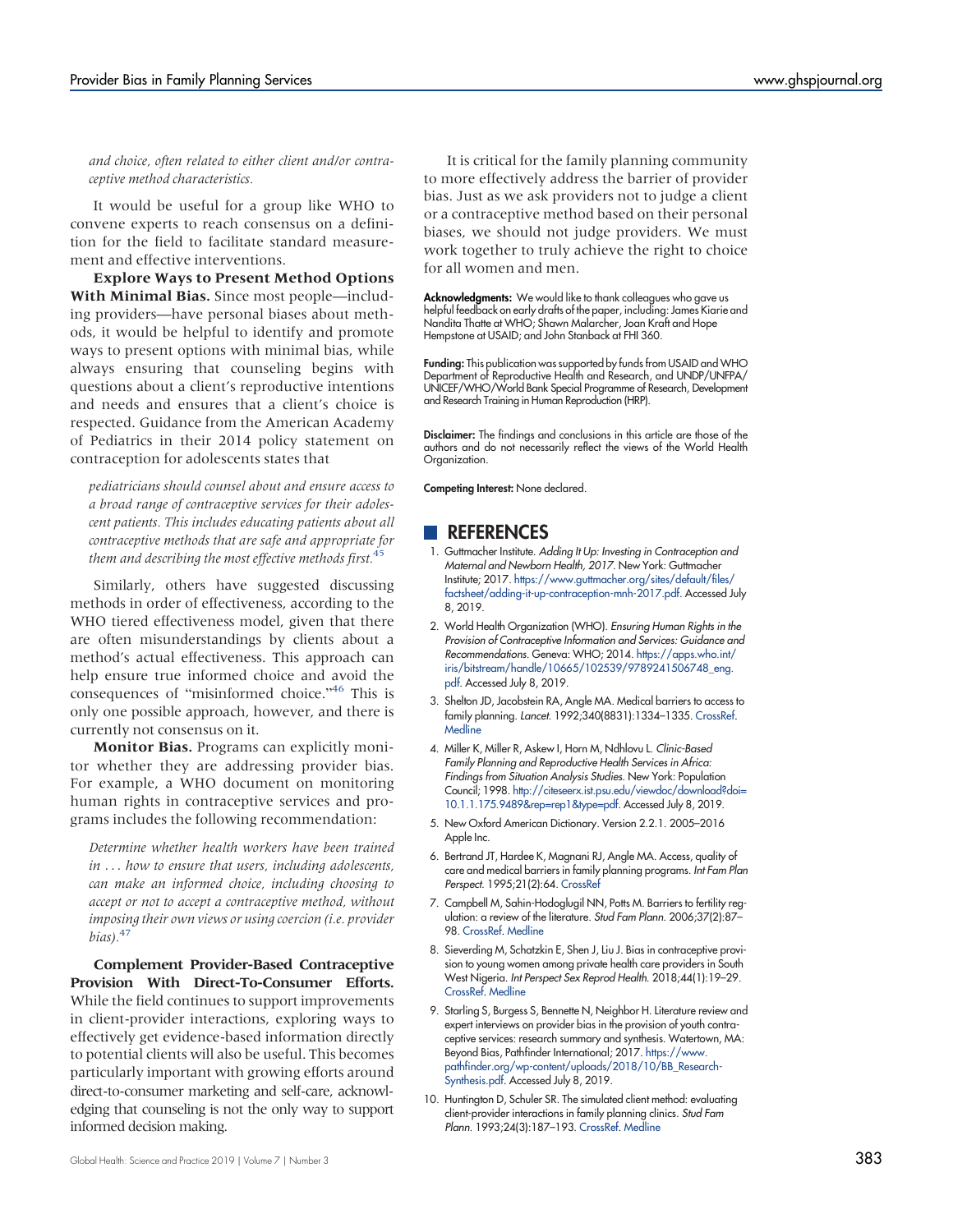*and choice, often related to either client and/or contraceptive method characteristics.*

It would be useful for a group like WHO to convene experts to reach consensus on a definition for the field to facilitate standard measurement and effective interventions.

**Explore Ways to Present Method Options With Minimal Bias.** Since most people—including providers—have personal biases about methods, it would be helpful to identify and promote ways to present options with minimal bias, while always ensuring that counseling begins with questions about a client's reproductive intentions and needs and ensures that a client's choice is respected. Guidance from the American Academy of Pediatrics in their 2014 policy statement on contraception for adolescents states that

> *pediatricians should counsel about and ensure access to a broad range of contraceptive services for their adolescent patients. This includes educating patients about all contraceptive methods that are safe and appropriate for them and describing the most effective methods first.*[45]

Similarly, others have suggested discussing methods in order of effectiveness, according to the WHO tiered effectiveness model, given that there are often misunderstandings by clients about a method's actual effectiveness. This approach can help ensure true informed choice and avoid the consequences of "misinformed choice."[46] This is only one possible approach, however, and there is currently not consensus on it.

**Monitor Bias.** Programs can explicitly monitor whether they are addressing provider bias. For example, a WHO document on monitoring human rights in contraceptive services and programs includes the following recommendation:

> *Determine whether health workers have been trained in . . . how to ensure that users, including adolescents, can make an informed choice, including choosing to accept or not to accept a contraceptive method, without imposing their own views or using coercion (i.e. provider bias).*[47]

**Complement Provider-Based Contraceptive Provision With Direct-To-Consumer Efforts.** While the field continues to support improvements in client-provider interactions, exploring ways to effectively get evidence-based information directly to potential clients will also be useful. This becomes particularly important with growing efforts around direct-to-consumer marketing and self-care, acknowledging that counseling is not the only way to support informed decision making.

It is critical for the family planning community to more effectively address the barrier of provider bias. Just as we ask providers not to judge a client or a contraceptive method based on their personal biases, we should not judge providers. We must work together to truly achieve the right to choice for all women and men.

**Acknowledgments:** We would like to thank colleagues who gave us helpful feedback on early drafts of the paper, including: James Kiarie and Nandita Thatte at WHO; Shawn Malarcher, Joan Kraft and Hope Hempstone at USAID; and John Stanback at FHI 360.

**Funding:** This publication was supported by funds from USAID and WHO Department of Reproductive Health and Research, and UNDP/UNFPA/UNICEF/WHO/World Bank Special Programme of Research, Development and Research Training in Human Reproduction (HRP).

**Disclaimer:** The findings and conclusions in this article are those of the authors and do not necessarily reflect the views of the World Health Organization.

**Competing Interest:** None declared.

## REFERENCES

1. Guttmacher Institute. *Adding It Up: Investing in Contraception and Maternal and Newborn Health, 2017.* New York: Guttmacher Institute; 2017. https://www.guttmacher.org/sites/default/files/factsheet/adding-it-up-contraception-mnh-2017.pdf. Accessed July 8, 2019.
2. World Health Organization (WHO). *Ensuring Human Rights in the Provision of Contraceptive Information and Services: Guidance and Recommendations.* Geneva: WHO; 2014. https://apps.who.int/iris/bitstream/handle/10665/102539/9789241506748_eng.pdf. Accessed July 8, 2019.
3. Shelton JD, Jacobstein RA, Angle MA. Medical barriers to access to family planning. *Lancet.* 1992;340(8831):1334–1335. CrossRef. Medline
4. Miller K, Miller R, Askew I, Horn M, Ndhlovu L. *Clinic-Based Family Planning and Reproductive Health Services in Africa: Findings from Situation Analysis Studies.* New York: Population Council; 1998. http://citeseerx.ist.psu.edu/viewdoc/download?doi=10.1.1.175.9489&rep=rep1&type=pdf. Accessed July 8, 2019.
5. New Oxford American Dictionary. Version 2.2.1. 2005–2016 Apple Inc.
6. Bertrand JT, Hardee K, Magnani RJ, Angle MA. Access, quality of care and medical barriers in family planning programs. *Int Fam Plan Perspect.* 1995;21(2):64. CrossRef
7. Campbell M, Sahin-Hodoglugil NN, Potts M. Barriers to fertility regulation: a review of the literature. *Stud Fam Plann.* 2006;37(2):87–98. CrossRef. Medline
8. Sieverding M, Schatzkin E, Shen J, Liu J. Bias in contraceptive provision to young women among private health care providers in South West Nigeria. *Int Perspect Sex Reprod Health.* 2018;44(1):19–29. CrossRef. Medline
9. Starling S, Burgess S, Bennette N, Neighbor H. Literature review and expert interviews on provider bias in the provision of youth contraceptive services: research summary and synthesis. Watertown, MA: Beyond Bias, Pathfinder International; 2017. https://www.pathfinder.org/wp-content/uploads/2018/10/BB_Research-Synthesis.pdf. Accessed July 8, 2019.
10. Huntington D, Schuler SR. The simulated client method: evaluating client-provider interactions in family planning clinics. *Stud Fam Plann.* 1993;24(3):187–193. CrossRef. Medline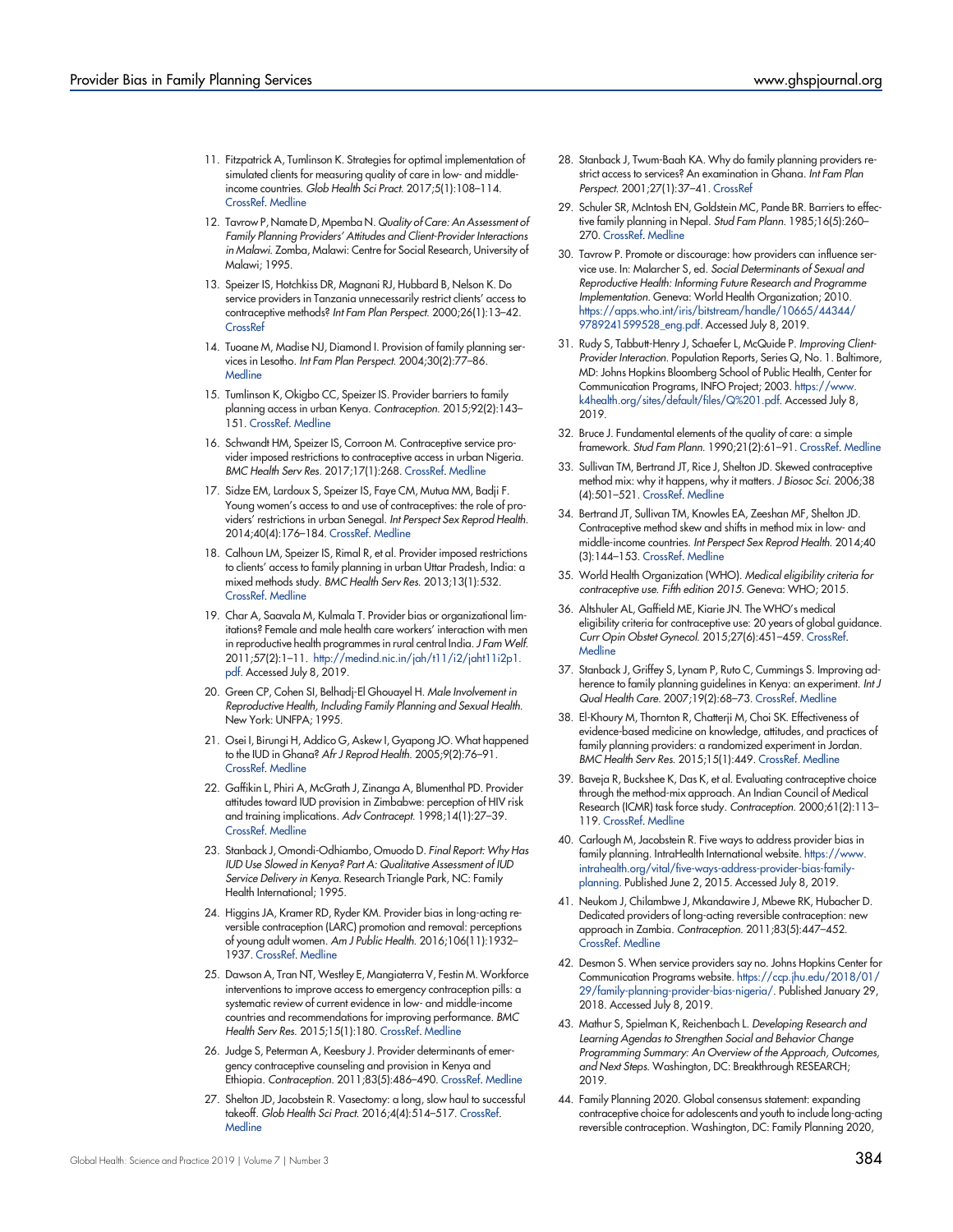11. Fitzpatrick A, Tumlinson K. Strategies for optimal implementation of simulated clients for measuring quality of care in low- and middle-income countries. *Glob Health Sci Pract.* 2017;5(1):108–114. CrossRef. Medline

12. Tavrow P, Namate D, Mpemba N. *Quality of Care: An Assessment of Family Planning Providers' Attitudes and Client-Provider Interactions in Malawi.* Zomba, Malawi: Centre for Social Research, University of Malawi; 1995.

13. Speizer IS, Hotchkiss DR, Magnani RJ, Hubbard B, Nelson K. Do service providers in Tanzania unnecessarily restrict clients' access to contraceptive methods? *Int Fam Plan Perspect.* 2000;26(1):13–42. CrossRef

14. Tuoane M, Madise NJ, Diamond I. Provision of family planning services in Lesotho. *Int Fam Plan Perspect.* 2004;30(2):77–86. Medline

15. Tumlinson K, Okigbo CC, Speizer IS. Provider barriers to family planning access in urban Kenya. *Contraception.* 2015;92(2):143–151. CrossRef. Medline

16. Schwandt HM, Speizer IS, Corroon M. Contraceptive service provider imposed restrictions to contraceptive access in urban Nigeria. *BMC Health Serv Res.* 2017;17(1):268. CrossRef. Medline

17. Sidze EM, Lardoux S, Speizer IS, Faye CM, Mutua MM, Badji F. Young women's access to and use of contraceptives: the role of providers' restrictions in urban Senegal. *Int Perspect Sex Reprod Health.* 2014;40(4):176–184. CrossRef. Medline

18. Calhoun LM, Speizer IS, Rimal R, et al. Provider imposed restrictions to clients' access to family planning in urban Uttar Pradesh, India: a mixed methods study. *BMC Health Serv Res.* 2013;13(1):532. CrossRef. Medline

19. Char A, Saavala M, Kulmala T. Provider bias or organizational limitations? Female and male health care workers' interaction with men in reproductive health programmes in rural central India. *J Fam Welf.* 2011;57(2):1–11. http://medind.nic.in/jah/t11/i2/jaht11i2p1.pdf. Accessed July 8, 2019.

20. Green CP, Cohen SI, Belhadj-El Ghouayel H. *Male Involvement in Reproductive Health, Including Family Planning and Sexual Health.* New York: UNFPA; 1995.

21. Osei I, Birungi H, Addico G, Askew I, Gyapong JO. What happened to the IUD in Ghana? *Afr J Reprod Health.* 2005;9(2):76–91. CrossRef. Medline

22. Gaffikin L, Phiri A, McGrath J, Zinanga A, Blumenthal PD. Provider attitudes toward IUD provision in Zimbabwe: perception of HIV risk and training implications. *Adv Contracept.* 1998;14(1):27–39. CrossRef. Medline

23. Stanback J, Omondi-Odhiambo, Omuodo D. *Final Report: Why Has IUD Use Slowed in Kenya? Part A: Qualitative Assessment of IUD Service Delivery in Kenya.* Research Triangle Park, NC: Family Health International; 1995.

24. Higgins JA, Kramer RD, Ryder KM. Provider bias in long-acting reversible contraception (LARC) promotion and removal: perceptions of young adult women. *Am J Public Health.* 2016;106(11):1932–1937. CrossRef. Medline

25. Dawson A, Tran NT, Westley E, Mangiaterra V, Festin M. Workforce interventions to improve access to emergency contraception pills: a systematic review of current evidence in low- and middle-income countries and recommendations for improving performance. *BMC Health Serv Res.* 2015;15(1):180. CrossRef. Medline

26. Judge S, Peterman A, Keesbury J. Provider determinants of emergency contraceptive counseling and provision in Kenya and Ethiopia. *Contraception.* 2011;83(5):486–490. CrossRef. Medline

27. Shelton JD, Jacobstein R. Vasectomy: a long, slow haul to successful takeoff. *Glob Health Sci Pract.* 2016;4(4):514–517. CrossRef. Medline

28. Stanback J, Twum-Baah KA. Why do family planning providers restrict access to services? An examination in Ghana. *Int Fam Plan Perspect.* 2001;27(1):37–41. CrossRef

29. Schuler SR, McIntosh EN, Goldstein MC, Pande BR. Barriers to effective family planning in Nepal. *Stud Fam Plann.* 1985;16(5):260–270. CrossRef. Medline

30. Tavrow P. Promote or discourage: how providers can influence service use. In: Malarcher S, ed. *Social Determinants of Sexual and Reproductive Health: Informing Future Research and Programme Implementation.* Geneva: World Health Organization; 2010. https://apps.who.int/iris/bitstream/handle/10665/44344/9789241599528_eng.pdf. Accessed July 8, 2019.

31. Rudy S, Tabbutt-Henry J, Schaefer L, McQuide P. *Improving Client-Provider Interaction.* Population Reports, Series Q, No. 1. Baltimore, MD: Johns Hopkins Bloomberg School of Public Health, Center for Communication Programs, INFO Project; 2003. https://www.k4health.org/sites/default/files/Q%201.pdf. Accessed July 8, 2019.

32. Bruce J. Fundamental elements of the quality of care: a simple framework. *Stud Fam Plann.* 1990;21(2):61–91. CrossRef. Medline

33. Sullivan TM, Bertrand JT, Rice J, Shelton JD. Skewed contraceptive method mix: why it happens, why it matters. *J Biosoc Sci.* 2006;38(4):501–521. CrossRef. Medline

34. Bertrand JT, Sullivan TM, Knowles EA, Zeeshan MF, Shelton JD. Contraceptive method skew and shifts in method mix in low- and middle-income countries. *Int Perspect Sex Reprod Health.* 2014;40(3):144–153. CrossRef. Medline

35. World Health Organization (WHO). *Medical eligibility criteria for contraceptive use. Fifth edition 2015.* Geneva: WHO; 2015.

36. Altshuler AL, Gaffield ME, Kiarie JN. The WHO's medical eligibility criteria for contraceptive use: 20 years of global guidance. *Curr Opin Obstet Gynecol.* 2015;27(6):451–459. CrossRef. Medline

37. Stanback J, Griffey S, Lynam P, Ruto C, Cummings S. Improving adherence to family planning guidelines in Kenya: an experiment. *Int J Qual Health Care.* 2007;19(2):68–73. CrossRef. Medline

38. El-Khoury M, Thornton R, Chatterji M, Choi SK. Effectiveness of evidence-based medicine on knowledge, attitudes, and practices of family planning providers: a randomized experiment in Jordan. *BMC Health Serv Res.* 2015;15(1):449. CrossRef. Medline

39. Baveja R, Buckshee K, Das K, et al. Evaluating contraceptive choice through the method-mix approach. An Indian Council of Medical Research (ICMR) task force study. *Contraception.* 2000;61(2):113–119. CrossRef. Medline

40. Carlough M, Jacobstein R. Five ways to address provider bias in family planning. IntraHealth International website. https://www.intrahealth.org/vital/five-ways-address-provider-bias-family-planning. Published June 2, 2015. Accessed July 8, 2019.

41. Neukom J, Chilambwe J, Mkandawire J, Mbewe RK, Hubacher D. Dedicated providers of long-acting reversible contraception: new approach in Zambia. *Contraception.* 2011;83(5):447–452. CrossRef. Medline

42. Desmon S. When service providers say no. Johns Hopkins Center for Communication Programs website. https://ccp.jhu.edu/2018/01/29/family-planning-provider-bias-nigeria/. Published January 29, 2018. Accessed July 8, 2019.

43. Mathur S, Spielman K, Reichenbach L. *Developing Research and Learning Agendas to Strengthen Social and Behavior Change Programming Summary: An Overview of the Approach, Outcomes, and Next Steps.* Washington, DC: Breakthrough RESEARCH; 2019.

44. Family Planning 2020. Global consensus statement: expanding contraceptive choice for adolescents and youth to include long-acting reversible contraception. Washington, DC: Family Planning 2020,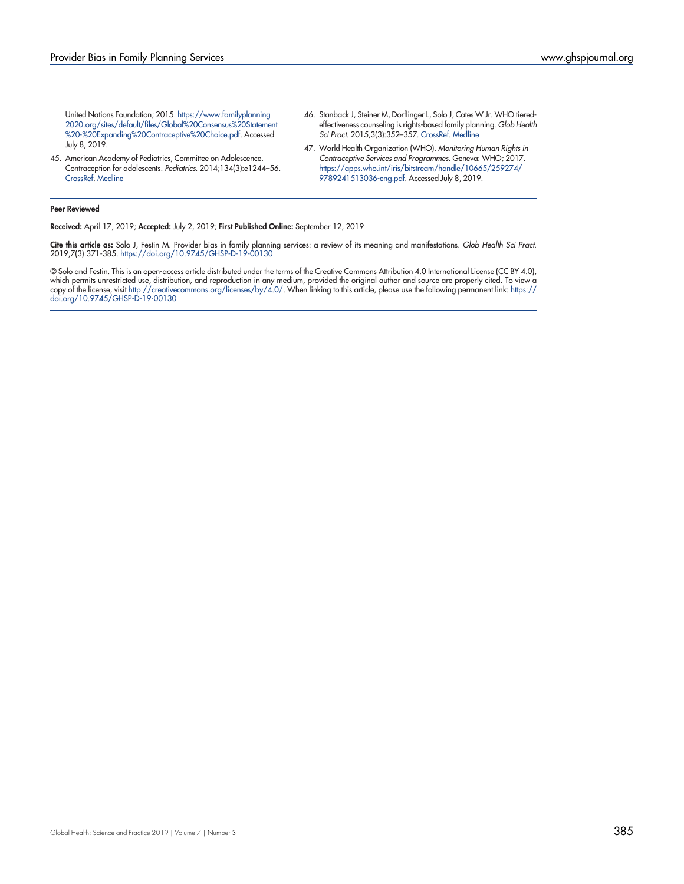United Nations Foundation; 2015. https://www.familyplanning2020.org/sites/default/files/Global%20Consensus%20Statement%20-%20Expanding%20Contraceptive%20Choice.pdf. Accessed July 8, 2019.

45. American Academy of Pediatrics, Committee on Adolescence. Contraception for adolescents. *Pediatrics*. 2014;134(3):e1244–56. CrossRef. Medline

46. Stanback J, Steiner M, Dorflinger L, Solo J, Cates W Jr. WHO tiered-effectiveness counseling is rights-based family planning. *Glob Health Sci Pract*. 2015;3(3):352–357. CrossRef. Medline

47. World Health Organization (WHO). *Monitoring Human Rights in Contraceptive Services and Programmes*. Geneva: WHO; 2017. https://apps.who.int/iris/bitstream/handle/10665/259274/9789241513036-eng.pdf. Accessed July 8, 2019.

---

**Peer Reviewed**

**Received:** April 17, 2019; **Accepted:** July 2, 2019; **First Published Online:** September 12, 2019

**Cite this article as:** Solo J, Festin M. Provider bias in family planning services: a review of its meaning and manifestations. *Glob Health Sci Pract*. 2019;7(3):371-385. https://doi.org/10.9745/GHSP-D-19-00130

© Solo and Festin. This is an open-access article distributed under the terms of the Creative Commons Attribution 4.0 International License (CC BY 4.0), which permits unrestricted use, distribution, and reproduction in any medium, provided the original author and source are properly cited. To view a copy of the license, visit http://creativecommons.org/licenses/by/4.0/. When linking to this article, please use the following permanent link: https://doi.org/10.9745/GHSP-D-19-00130